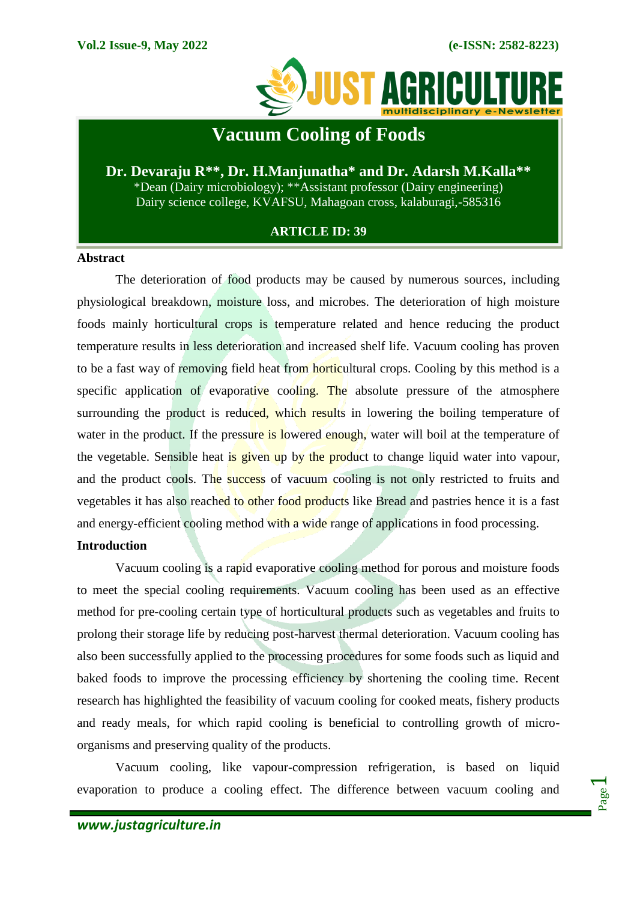# Vacuum Cooling of Foods

**Dr. Devaraju R\*\*, Dr. H.Manjunatha\* and Dr. Adarsh M.Kalla\*\***

\*Dean (Dairy microbiology); \*\*Assistant professor (Dairy engineering)
Dairy science college, KVAFSU, Mahagoan cross, kalaburagi,-585316

**ARTICLE ID: 39**

## Abstract

The deterioration of food products may be caused by numerous sources, including physiological breakdown, moisture loss, and microbes. The deterioration of high moisture foods mainly horticultural crops is temperature related and hence reducing the product temperature results in less deterioration and increased shelf life. Vacuum cooling has proven to be a fast way of removing field heat from horticultural crops. Cooling by this method is a specific application of evaporative cooling. The absolute pressure of the atmosphere surrounding the product is reduced, which results in lowering the boiling temperature of water in the product. If the pressure is lowered enough, water will boil at the temperature of the vegetable. Sensible heat is given up by the product to change liquid water into vapour, and the product cools. The success of vacuum cooling is not only restricted to fruits and vegetables it has also reached to other food products like Bread and pastries hence it is a fast and energy-efficient cooling method with a wide range of applications in food processing.

## Introduction

Vacuum cooling is a rapid evaporative cooling method for porous and moisture foods to meet the special cooling requirements. Vacuum cooling has been used as an effective method for pre-cooling certain type of horticultural products such as vegetables and fruits to prolong their storage life by reducing post-harvest thermal deterioration. Vacuum cooling has also been successfully applied to the processing procedures for some foods such as liquid and baked foods to improve the processing efficiency by shortening the cooling time. Recent research has highlighted the feasibility of vacuum cooling for cooked meats, fishery products and ready meals, for which rapid cooling is beneficial to controlling growth of micro-organisms and preserving quality of the products.

Vacuum cooling, like vapour-compression refrigeration, is based on liquid evaporation to produce a cooling effect. The difference between vacuum cooling and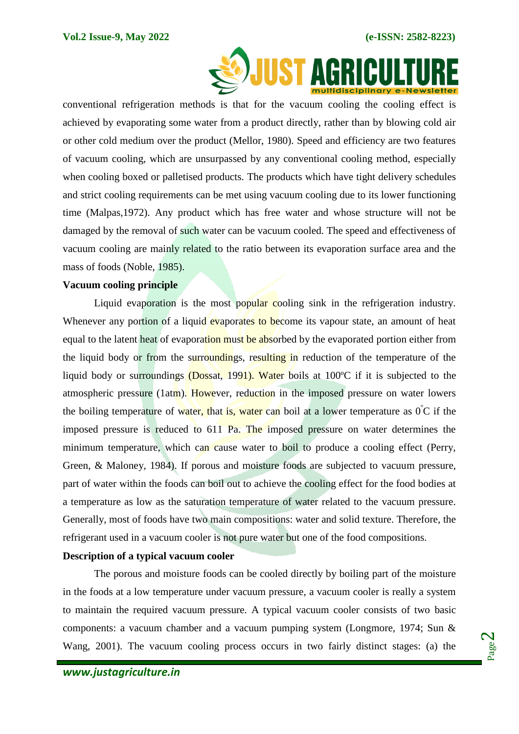conventional refrigeration methods is that for the vacuum cooling the cooling effect is achieved by evaporating some water from a product directly, rather than by blowing cold air or other cold medium over the product (Mellor, 1980). Speed and efficiency are two features of vacuum cooling, which are unsurpassed by any conventional cooling method, especially when cooling boxed or palletised products. The products which have tight delivery schedules and strict cooling requirements can be met using vacuum cooling due to its lower functioning time (Malpas,1972). Any product which has free water and whose structure will not be damaged by the removal of such water can be vacuum cooled. The speed and effectiveness of vacuum cooling are mainly related to the ratio between its evaporation surface area and the mass of foods (Noble, 1985).

**Vacuum cooling principle**

Liquid evaporation is the most popular cooling sink in the refrigeration industry. Whenever any portion of a liquid evaporates to become its vapour state, an amount of heat equal to the latent heat of evaporation must be absorbed by the evaporated portion either from the liquid body or from the surroundings, resulting in reduction of the temperature of the liquid body or surroundings (Dossat, 1991). Water boils at 100ºC if it is subjected to the atmospheric pressure (1atm). However, reduction in the imposed pressure on water lowers the boiling temperature of water, that is, water can boil at a lower temperature as $0^{\circ}$C if the imposed pressure is reduced to 611 Pa. The imposed pressure on water determines the minimum temperature, which can cause water to boil to produce a cooling effect (Perry, Green, & Maloney, 1984). If porous and moisture foods are subjected to vacuum pressure, part of water within the foods can boil out to achieve the cooling effect for the food bodies at a temperature as low as the saturation temperature of water related to the vacuum pressure. Generally, most of foods have two main compositions: water and solid texture. Therefore, the refrigerant used in a vacuum cooler is not pure water but one of the food compositions.

**Description of a typical vacuum cooler**

The porous and moisture foods can be cooled directly by boiling part of the moisture in the foods at a low temperature under vacuum pressure, a vacuum cooler is really a system to maintain the required vacuum pressure. A typical vacuum cooler consists of two basic components: a vacuum chamber and a vacuum pumping system (Longmore, 1974; Sun & Wang, 2001). The vacuum cooling process occurs in two fairly distinct stages: (a) the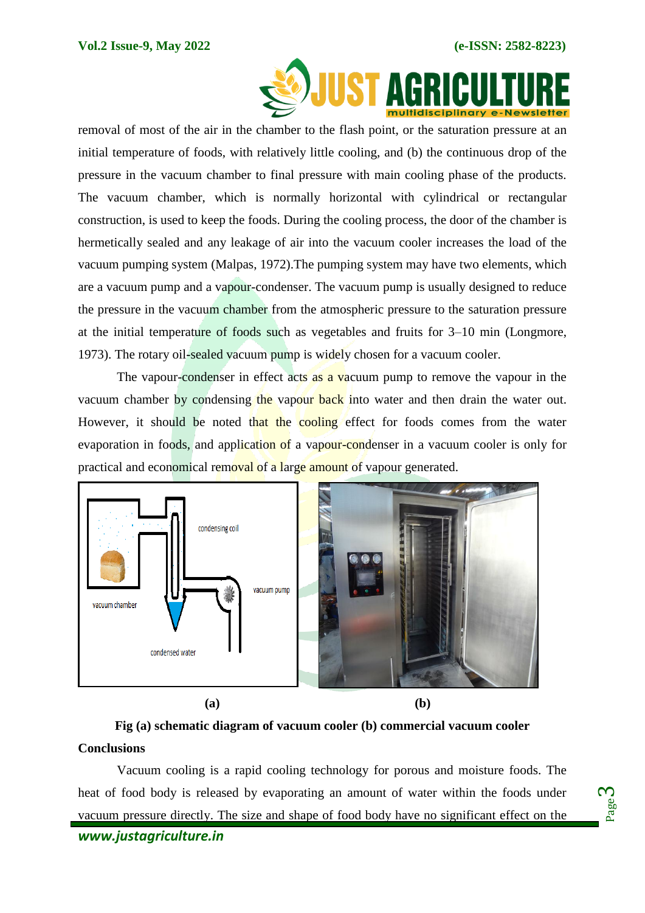removal of most of the air in the chamber to the flash point, or the saturation pressure at an initial temperature of foods, with relatively little cooling, and (b) the continuous drop of the pressure in the vacuum chamber to final pressure with main cooling phase of the products. The vacuum chamber, which is normally horizontal with cylindrical or rectangular construction, is used to keep the foods. During the cooling process, the door of the chamber is hermetically sealed and any leakage of air into the vacuum cooler increases the load of the vacuum pumping system (Malpas, 1972).The pumping system may have two elements, which are a vacuum pump and a vapour-condenser. The vacuum pump is usually designed to reduce the pressure in the vacuum chamber from the atmospheric pressure to the saturation pressure at the initial temperature of foods such as vegetables and fruits for 3–10 min (Longmore, 1973). The rotary oil-sealed vacuum pump is widely chosen for a vacuum cooler.

The vapour-condenser in effect acts as a vacuum pump to remove the vapour in the vacuum chamber by condensing the vapour back into water and then drain the water out. However, it should be noted that the cooling effect for foods comes from the water evaporation in foods, and application of a vapour-condenser in a vacuum cooler is only for practical and economical removal of a large amount of vapour generated.

(a) (b)

**Fig (a) schematic diagram of vacuum cooler (b) commercial vacuum cooler**

## Conclusions

Vacuum cooling is a rapid cooling technology for porous and moisture foods. The heat of food body is released by evaporating an amount of water within the foods under vacuum pressure directly. The size and shape of food body have no significant effect on the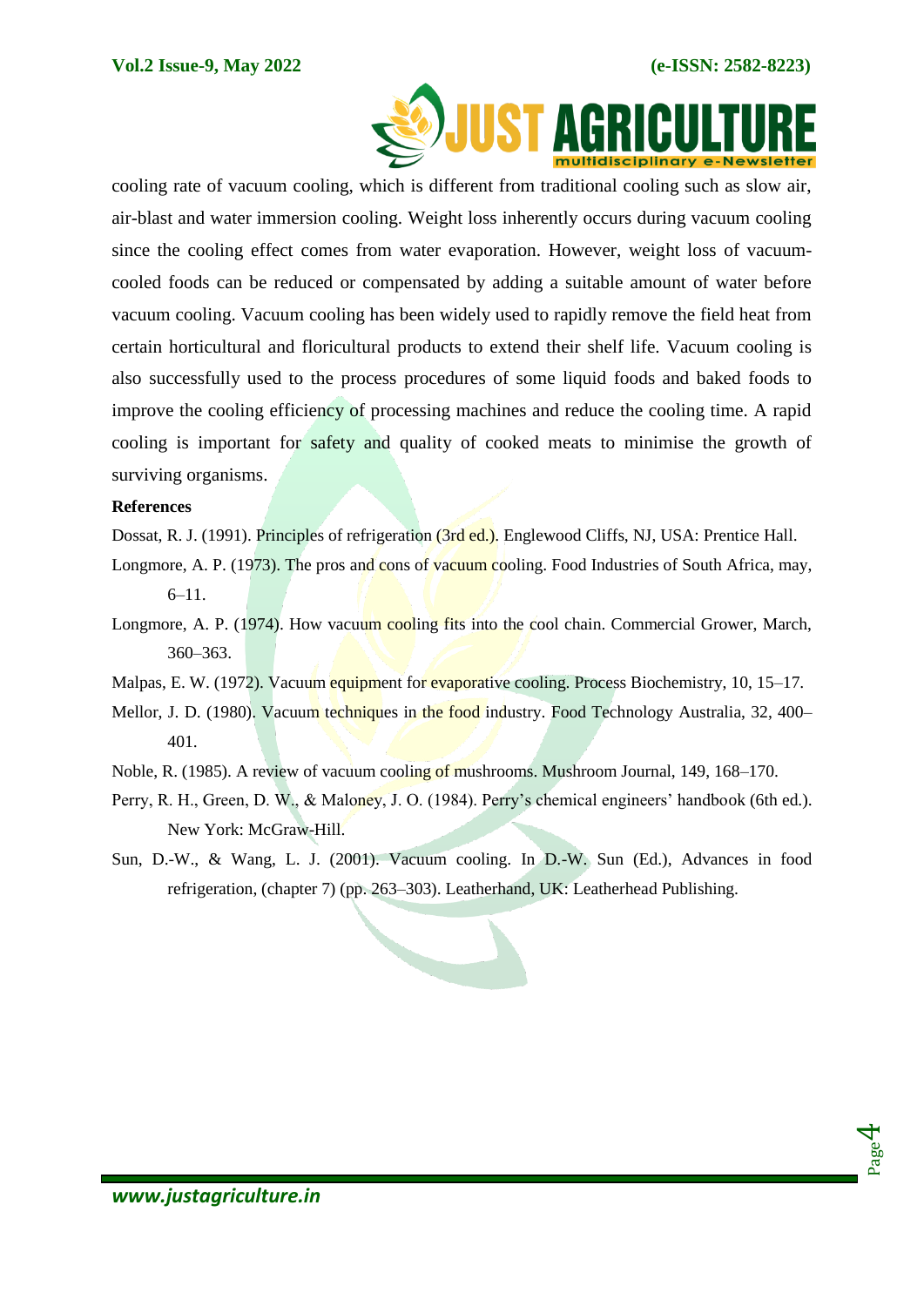cooling rate of vacuum cooling, which is different from traditional cooling such as slow air, air-blast and water immersion cooling. Weight loss inherently occurs during vacuum cooling since the cooling effect comes from water evaporation. However, weight loss of vacuum-cooled foods can be reduced or compensated by adding a suitable amount of water before vacuum cooling. Vacuum cooling has been widely used to rapidly remove the field heat from certain horticultural and floricultural products to extend their shelf life. Vacuum cooling is also successfully used to the process procedures of some liquid foods and baked foods to improve the cooling efficiency of processing machines and reduce the cooling time. A rapid cooling is important for safety and quality of cooked meats to minimise the growth of surviving organisms.

**References**

Dossat, R. J. (1991). Principles of refrigeration (3rd ed.). Englewood Cliffs, NJ, USA: Prentice Hall.

Longmore, A. P. (1973). The pros and cons of vacuum cooling. Food Industries of South Africa, may, 6–11.

Longmore, A. P. (1974). How vacuum cooling fits into the cool chain. Commercial Grower, March, 360–363.

Malpas, E. W. (1972). Vacuum equipment for evaporative cooling. Process Biochemistry, 10, 15–17.

Mellor, J. D. (1980). Vacuum techniques in the food industry. Food Technology Australia, 32, 400–401.

Noble, R. (1985). A review of vacuum cooling of mushrooms. Mushroom Journal, 149, 168–170.

Perry, R. H., Green, D. W., & Maloney, J. O. (1984). Perry's chemical engineers' handbook (6th ed.). New York: McGraw-Hill.

Sun, D.-W., & Wang, L. J. (2001). Vacuum cooling. In D.-W. Sun (Ed.), Advances in food refrigeration, (chapter 7) (pp. 263–303). Leatherhand, UK: Leatherhead Publishing.